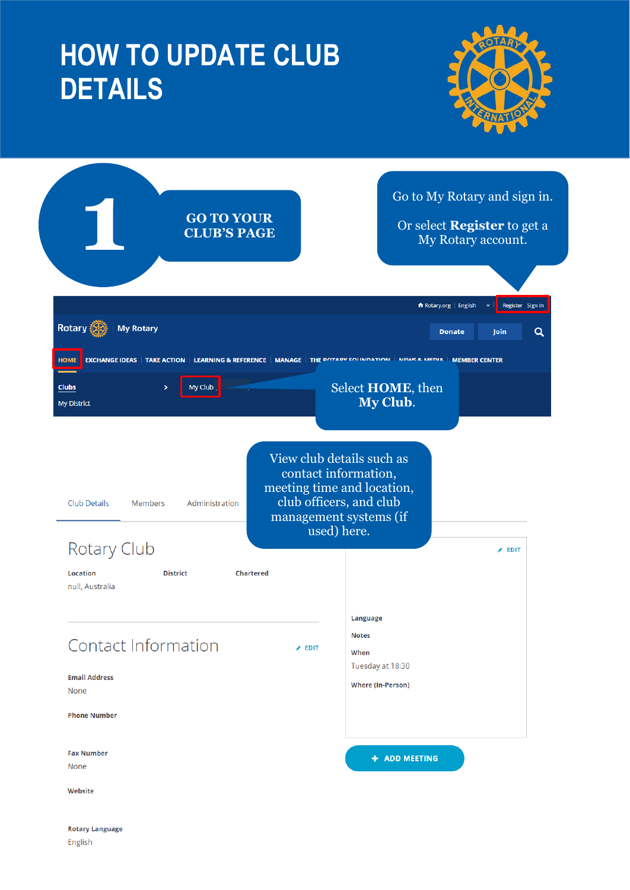# HOW TO UPDATE CLUB DETAILS

## 1 GO TO YOUR CLUB'S PAGE

Go to My Rotary and sign in.

Or select **Register** to get a My Rotary account.

Rotary.org | English | Register Sign In

Rotary | My Rotary

Donate | Join

HOME | EXCHANGE IDEAS | TAKE ACTION | LEARNING & REFERENCE | MANAGE | THE ROTARY FOUNDATION | NEWS & MEDIA | MEMBER CENTER

Clubs > My Club

My District

Select **HOME**, then **My Club**.

View club details such as contact information, meeting time and location, club officers, and club management systems (if used) here.

Club Details | Members | Administration

Rotary Club

**Location**
null, Australia

**District**

**Chartered**

Contact Information ✎ EDIT

**Email Address**
None

**Phone Number**

**Fax Number**
None

**Website**

**Rotary Language**
English

✎ EDIT

**Language**

**Notes**

**When**
Tuesday at 18:30

**Where (In-Person)**

+ ADD MEETING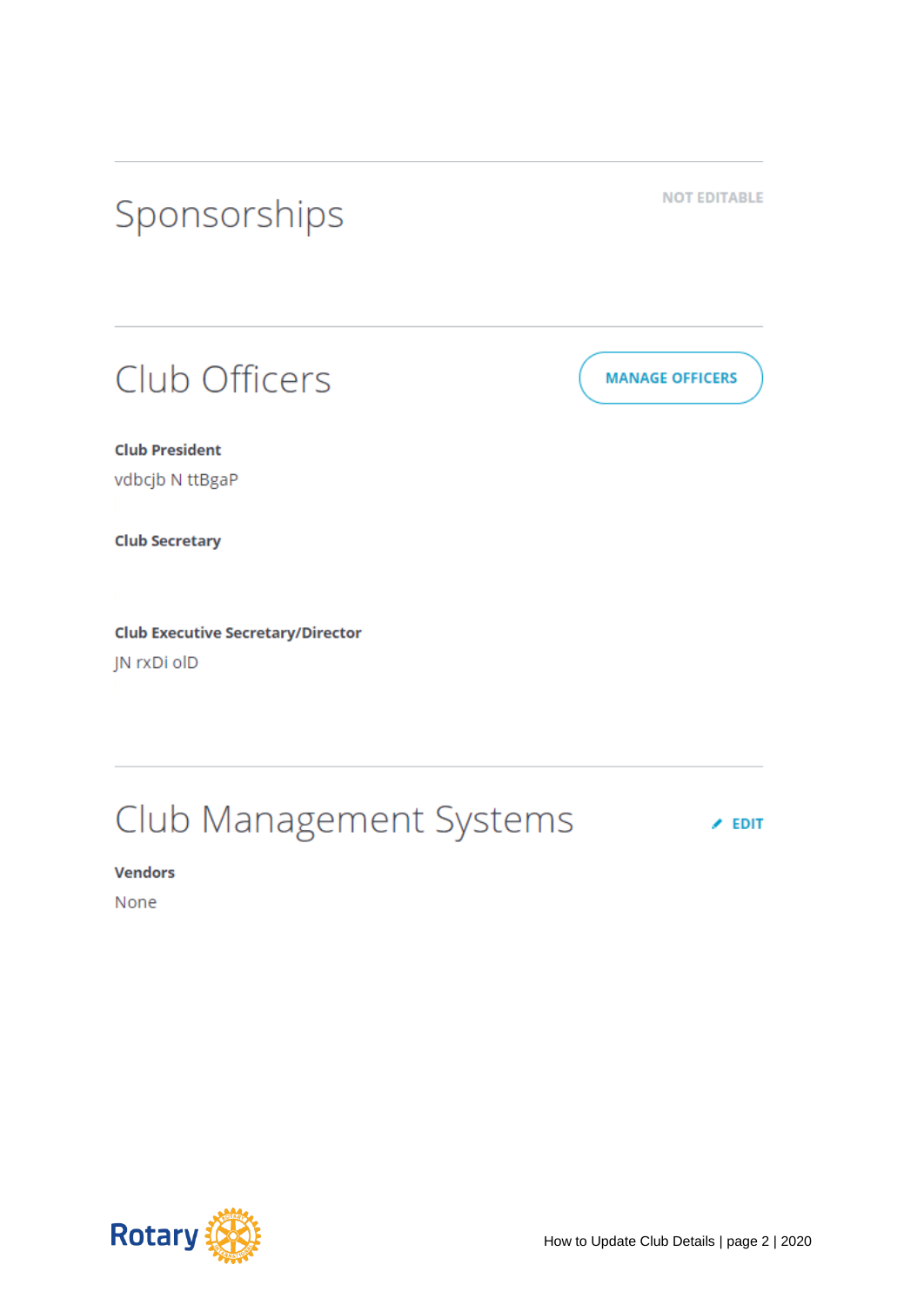## Sponsorships

NOT EDITABLE

## Club Officers

MANAGE OFFICERS

**Club President**

vdbcjb N ttBgaP

**Club Secretary**

**Club Executive Secretary/Director**

JN rxDi olD

## Club Management Systems

EDIT

**Vendors**

None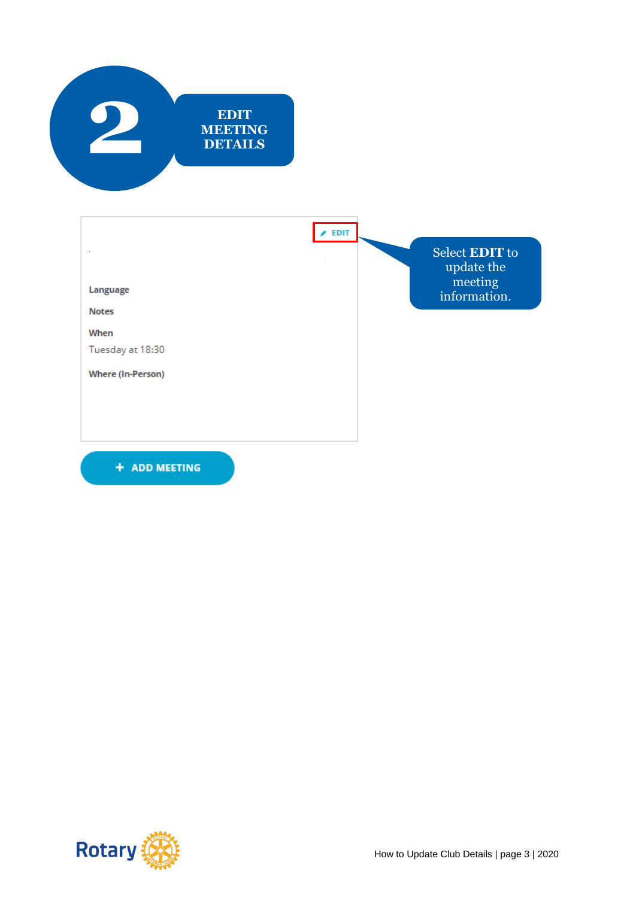# 2 EDIT MEETING DETAILS

EDIT

Language

Notes

When

Tuesday at 18:30

Where (In-Person)

Select **EDIT** to update the meeting information.

+ ADD MEETING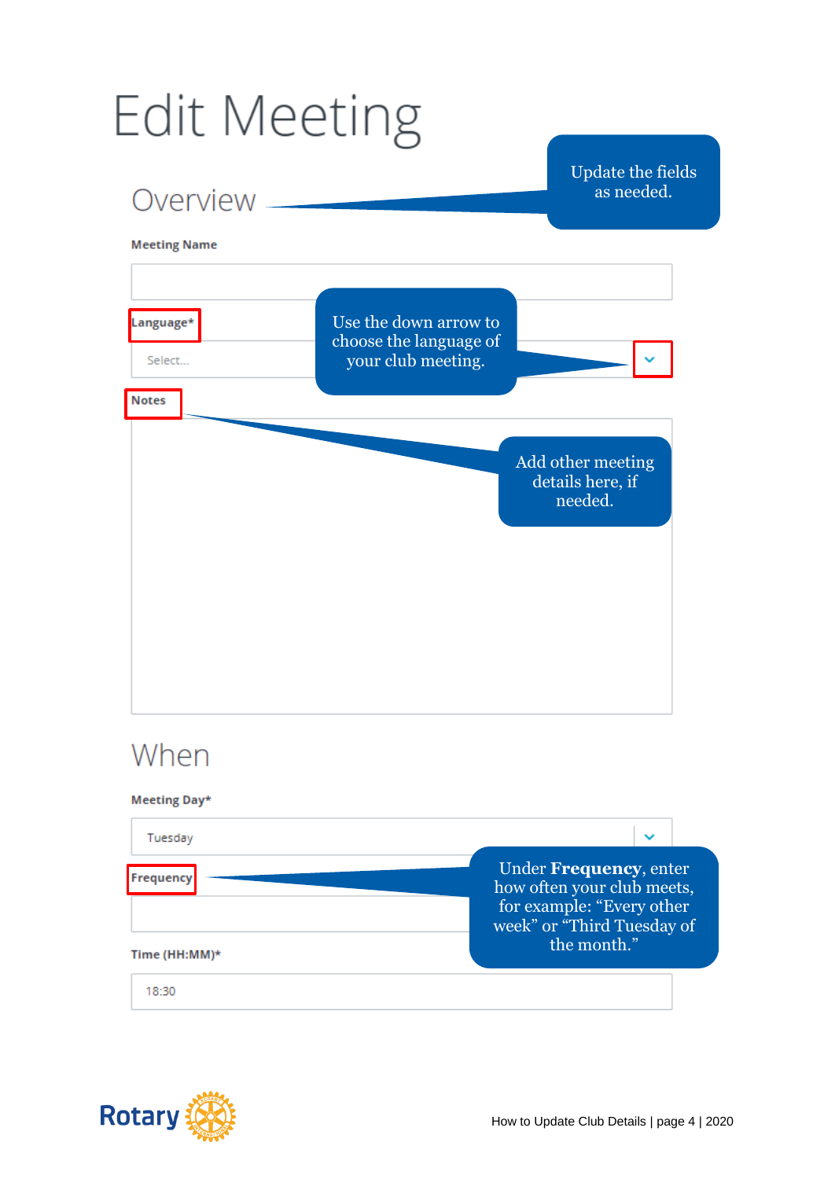# Edit Meeting

## Overview

Update the fields as needed.

**Meeting Name**

**Language***

Select...

Use the down arrow to choose the language of your club meeting.

**Notes**

Add other meeting details here, if needed.

## When

**Meeting Day***

Tuesday

**Frequency**

Under **Frequency**, enter how often your club meets, for example: "Every other week" or "Third Tuesday of the month."

**Time (HH:MM)***

18:30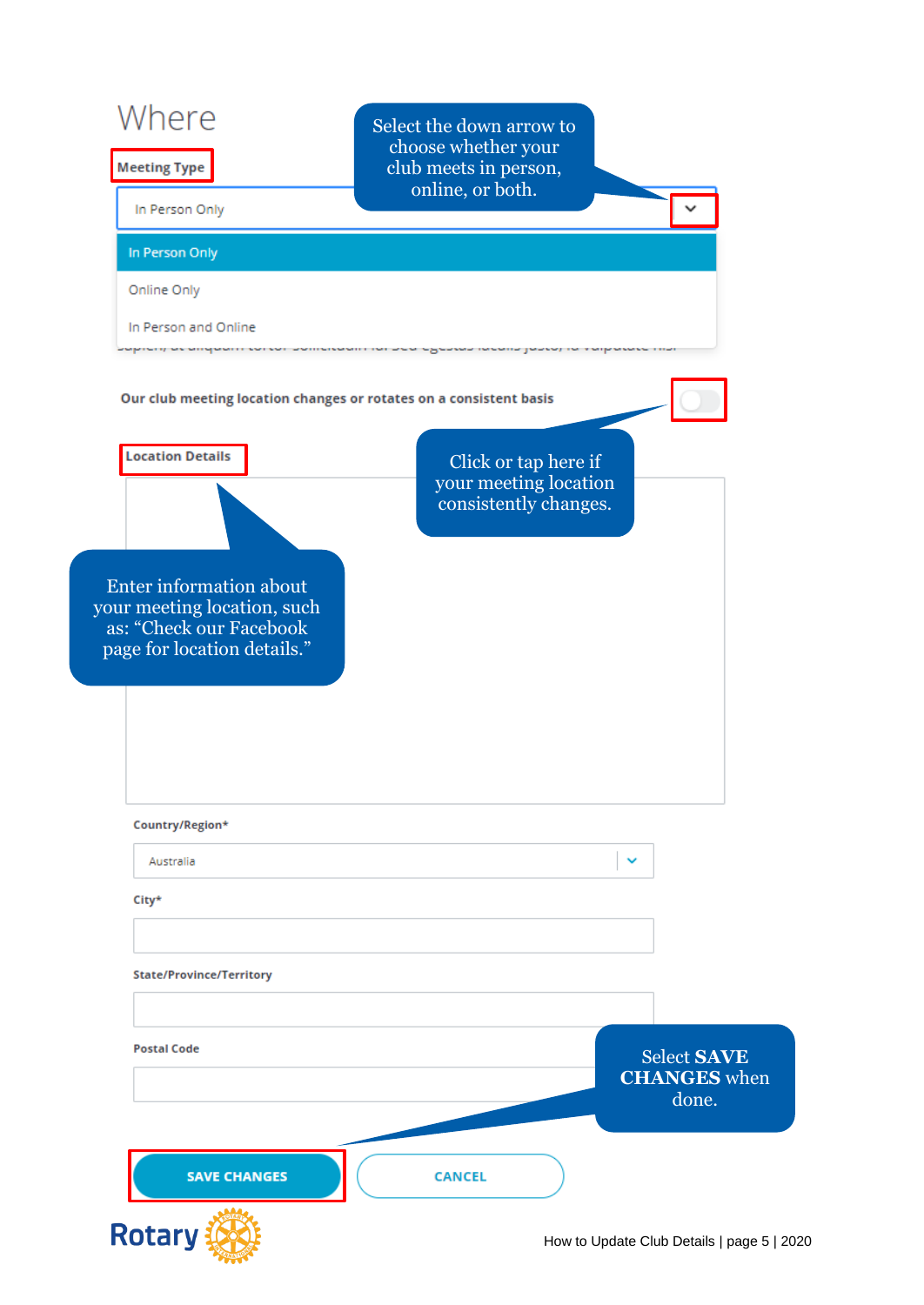# Where

**Meeting Type**

Select the down arrow to choose whether your club meets in person, online, or both.

In Person Only

- In Person Only
- Online Only
- In Person and Online

**Our club meeting location changes or rotates on a consistent basis**

Click or tap here if your meeting location consistently changes.

**Location Details**

Enter information about your meeting location, such as: "Check our Facebook page for location details."

**Country/Region***

Australia

**City***

**State/Province/Territory**

**Postal Code**

Select **SAVE CHANGES** when done.

SAVE CHANGES | CANCEL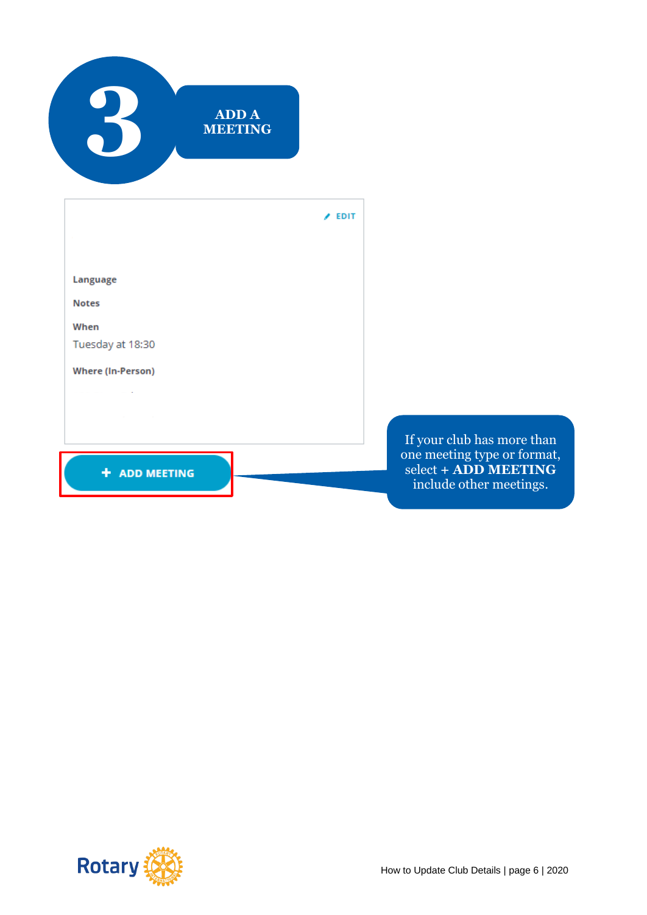# 3 ADD A MEETING

EDIT

**Language**

**Notes**

**When**

Tuesday at 18:30

**Where (In-Person)**

**+ ADD MEETING**

If your club has more than one meeting type or format, select **+ ADD MEETING** include other meetings.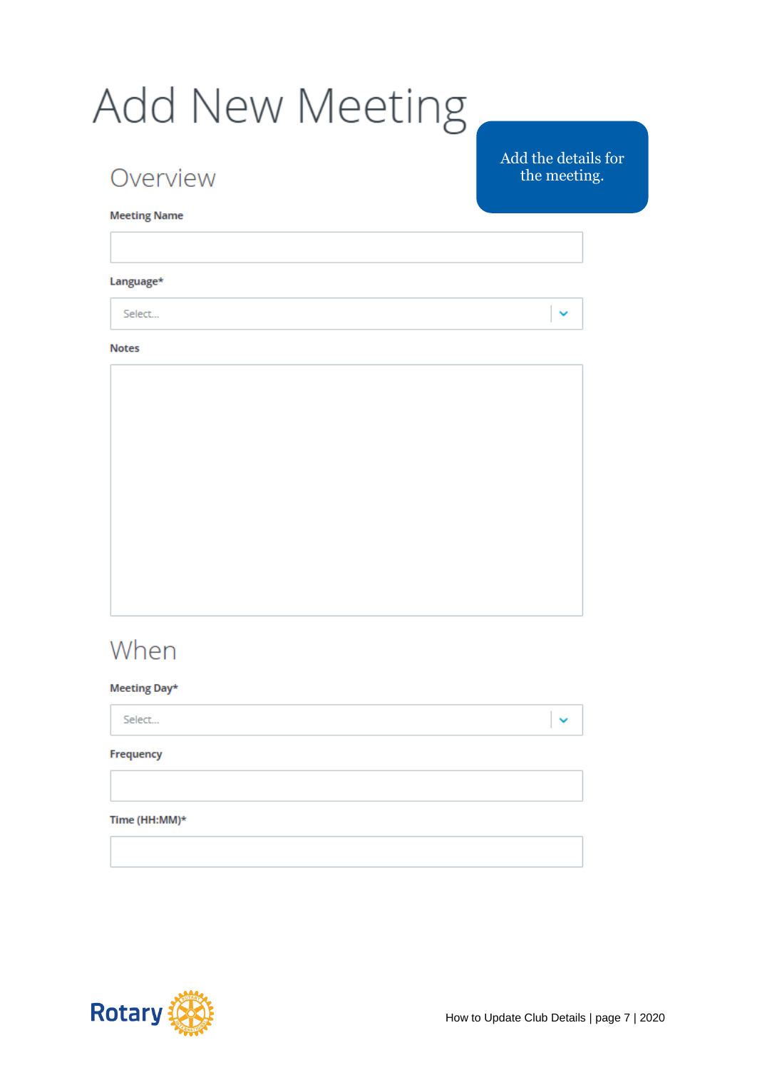# Add New Meeting

Add the details for the meeting.

## Overview

**Meeting Name**

**Language***

Select...

**Notes**

## When

**Meeting Day***

Select...

**Frequency**

**Time (HH:MM)***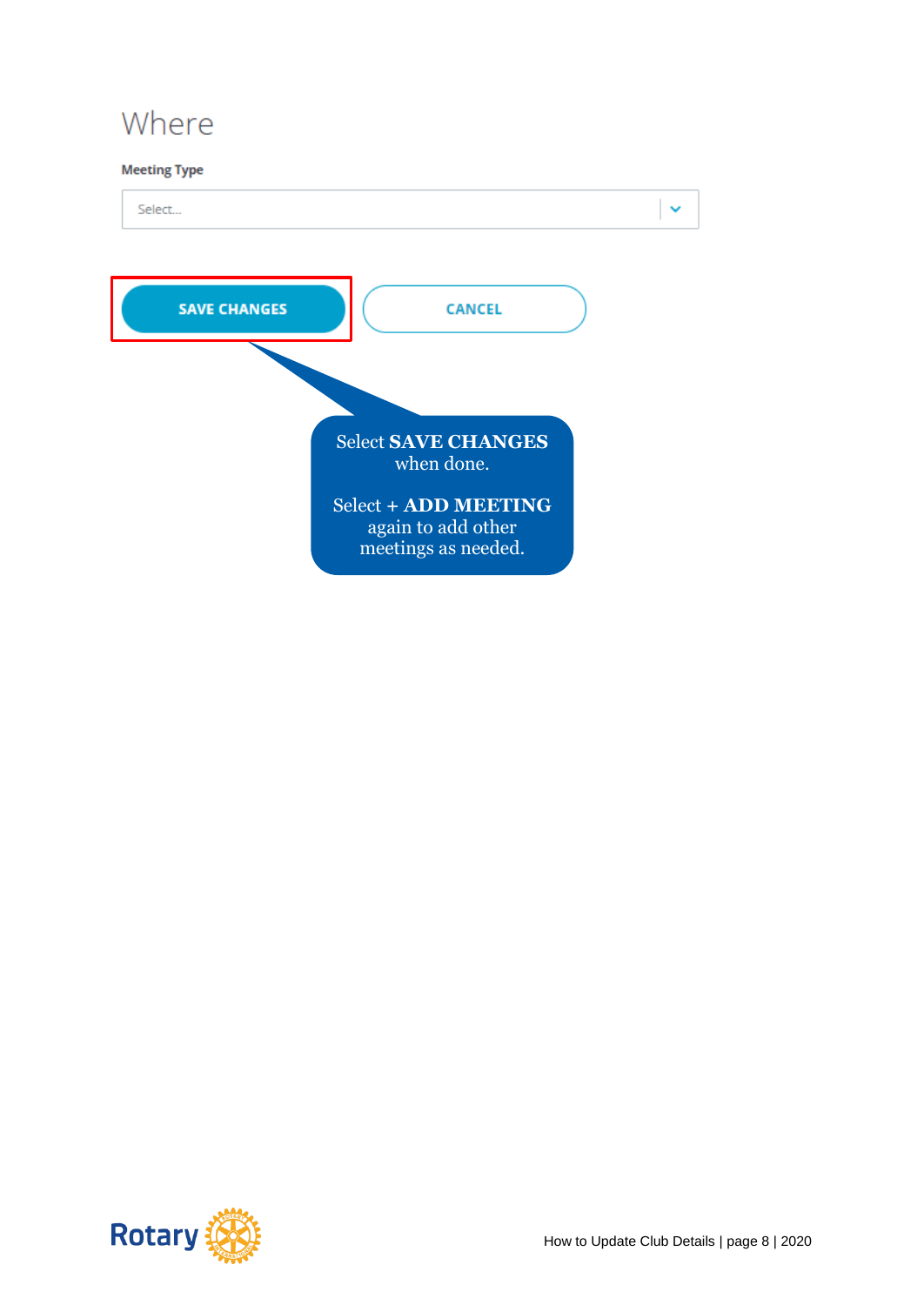## Where

**Meeting Type**

Select...

SAVE CHANGES

CANCEL

Select **SAVE CHANGES** when done.

Select + **ADD MEETING** again to add other meetings as needed.